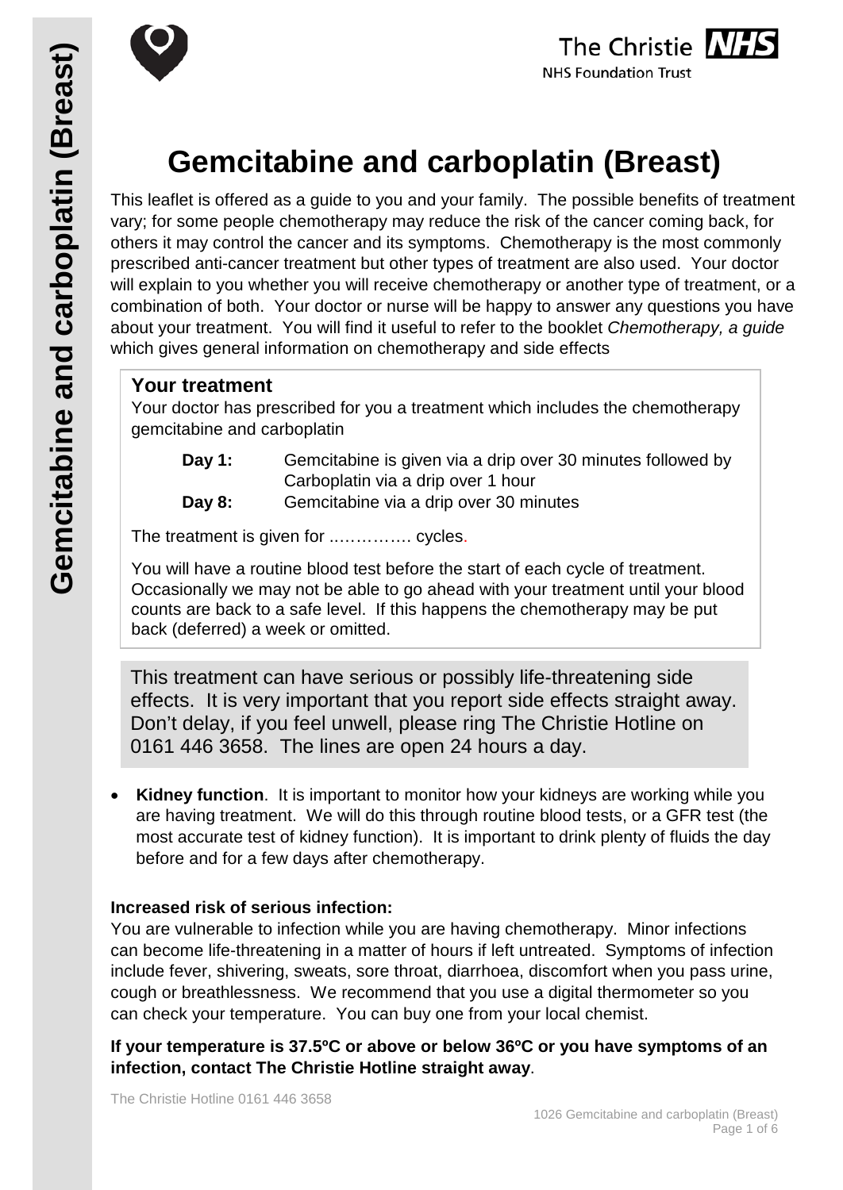# Gemcitabine and carboplatin (Breast)

This leaflet is offered as a guide to you and your family. The possible benefits of treatment vary; for some people chemotherapy may reduce the risk of the cancer coming back, for others it may control the cancer and its symptoms. Chemotherapy is the most commonly prescribed anti-cancer treatment but other types of treatment are also used. Your doctor will explain to you whether you will receive chemotherapy or another type of treatment, or a combination of both. Your doctor or nurse will be happy to answer any questions you have about your treatment. You will find it useful to refer to the booklet *Chemotherapy, a guide* which gives general information on chemotherapy and side effects

## Your treatment

Your doctor has prescribed for you a treatment which includes the chemotherapy gemcitabine and carboplatin

**Day 1:** Gemcitabine is given via a drip over 30 minutes followed by Carboplatin via a drip over 1 hour

**Day 8:** Gemcitabine via a drip over 30 minutes

The treatment is given for ...………….. cycles.

You will have a routine blood test before the start of each cycle of treatment. Occasionally we may not be able to go ahead with your treatment until your blood counts are back to a safe level. If this happens the chemotherapy may be put back (deferred) a week or omitted.

This treatment can have serious or possibly life-threatening side effects. It is very important that you report side effects straight away. Don't delay, if you feel unwell, please ring The Christie Hotline on 0161 446 3658. The lines are open 24 hours a day.

- **Kidney function**. It is important to monitor how your kidneys are working while you are having treatment. We will do this through routine blood tests, or a GFR test (the most accurate test of kidney function). It is important to drink plenty of fluids the day before and for a few days after chemotherapy.

**Increased risk of serious infection:**

You are vulnerable to infection while you are having chemotherapy. Minor infections can become life-threatening in a matter of hours if left untreated. Symptoms of infection include fever, shivering, sweats, sore throat, diarrhoea, discomfort when you pass urine, cough or breathlessness. We recommend that you use a digital thermometer so you can check your temperature. You can buy one from your local chemist.

**If your temperature is 37.5ºC or above or below 36ºC or you have symptoms of an infection, contact The Christie Hotline straight away**.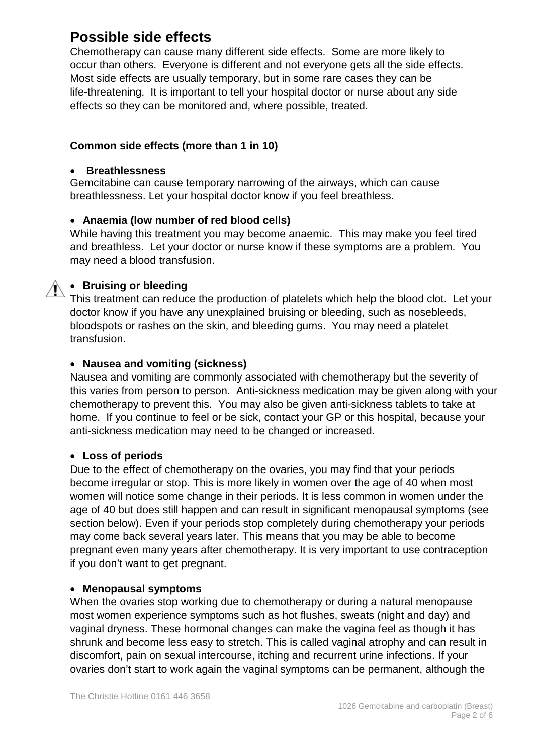## Possible side effects

Chemotherapy can cause many different side effects. Some are more likely to occur than others. Everyone is different and not everyone gets all the side effects. Most side effects are usually temporary, but in some rare cases they can be life-threatening. It is important to tell your hospital doctor or nurse about any side effects so they can be monitored and, where possible, treated.

**Common side effects (more than 1 in 10)**

- **Breathlessness**

Gemcitabine can cause temporary narrowing of the airways, which can cause breathlessness. Let your hospital doctor know if you feel breathless.

- **Anaemia (low number of red blood cells)**

While having this treatment you may become anaemic. This may make you feel tired and breathless. Let your doctor or nurse know if these symptoms are a problem. You may need a blood transfusion.

- ⚠ **Bruising or bleeding**

This treatment can reduce the production of platelets which help the blood clot. Let your doctor know if you have any unexplained bruising or bleeding, such as nosebleeds, bloodspots or rashes on the skin, and bleeding gums. You may need a platelet transfusion.

- **Nausea and vomiting (sickness)**

Nausea and vomiting are commonly associated with chemotherapy but the severity of this varies from person to person. Anti-sickness medication may be given along with your chemotherapy to prevent this. You may also be given anti-sickness tablets to take at home. If you continue to feel or be sick, contact your GP or this hospital, because your anti-sickness medication may need to be changed or increased.

- **Loss of periods**

Due to the effect of chemotherapy on the ovaries, you may find that your periods become irregular or stop. This is more likely in women over the age of 40 when most women will notice some change in their periods. It is less common in women under the age of 40 but does still happen and can result in significant menopausal symptoms (see section below). Even if your periods stop completely during chemotherapy your periods may come back several years later. This means that you may be able to become pregnant even many years after chemotherapy. It is very important to use contraception if you don't want to get pregnant.

- **Menopausal symptoms**

When the ovaries stop working due to chemotherapy or during a natural menopause most women experience symptoms such as hot flushes, sweats (night and day) and vaginal dryness. These hormonal changes can make the vagina feel as though it has shrunk and become less easy to stretch. This is called vaginal atrophy and can result in discomfort, pain on sexual intercourse, itching and recurrent urine infections. If your ovaries don't start to work again the vaginal symptoms can be permanent, although the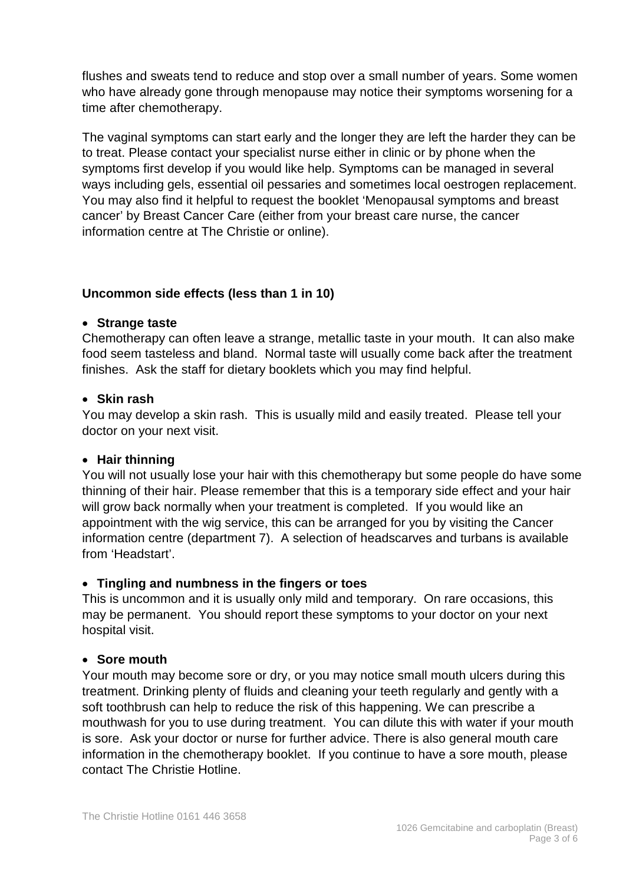flushes and sweats tend to reduce and stop over a small number of years. Some women who have already gone through menopause may notice their symptoms worsening for a time after chemotherapy.

The vaginal symptoms can start early and the longer they are left the harder they can be to treat. Please contact your specialist nurse either in clinic or by phone when the symptoms first develop if you would like help. Symptoms can be managed in several ways including gels, essential oil pessaries and sometimes local oestrogen replacement. You may also find it helpful to request the booklet 'Menopausal symptoms and breast cancer' by Breast Cancer Care (either from your breast care nurse, the cancer information centre at The Christie or online).

### Uncommon side effects (less than 1 in 10)

- **Strange taste**

Chemotherapy can often leave a strange, metallic taste in your mouth. It can also make food seem tasteless and bland. Normal taste will usually come back after the treatment finishes. Ask the staff for dietary booklets which you may find helpful.

- **Skin rash**

You may develop a skin rash. This is usually mild and easily treated. Please tell your doctor on your next visit.

- **Hair thinning**

You will not usually lose your hair with this chemotherapy but some people do have some thinning of their hair. Please remember that this is a temporary side effect and your hair will grow back normally when your treatment is completed. If you would like an appointment with the wig service, this can be arranged for you by visiting the Cancer information centre (department 7). A selection of headscarves and turbans is available from 'Headstart'.

- **Tingling and numbness in the fingers or toes**

This is uncommon and it is usually only mild and temporary. On rare occasions, this may be permanent. You should report these symptoms to your doctor on your next hospital visit.

- **Sore mouth**

Your mouth may become sore or dry, or you may notice small mouth ulcers during this treatment. Drinking plenty of fluids and cleaning your teeth regularly and gently with a soft toothbrush can help to reduce the risk of this happening. We can prescribe a mouthwash for you to use during treatment. You can dilute this with water if your mouth is sore. Ask your doctor or nurse for further advice. There is also general mouth care information in the chemotherapy booklet. If you continue to have a sore mouth, please contact The Christie Hotline.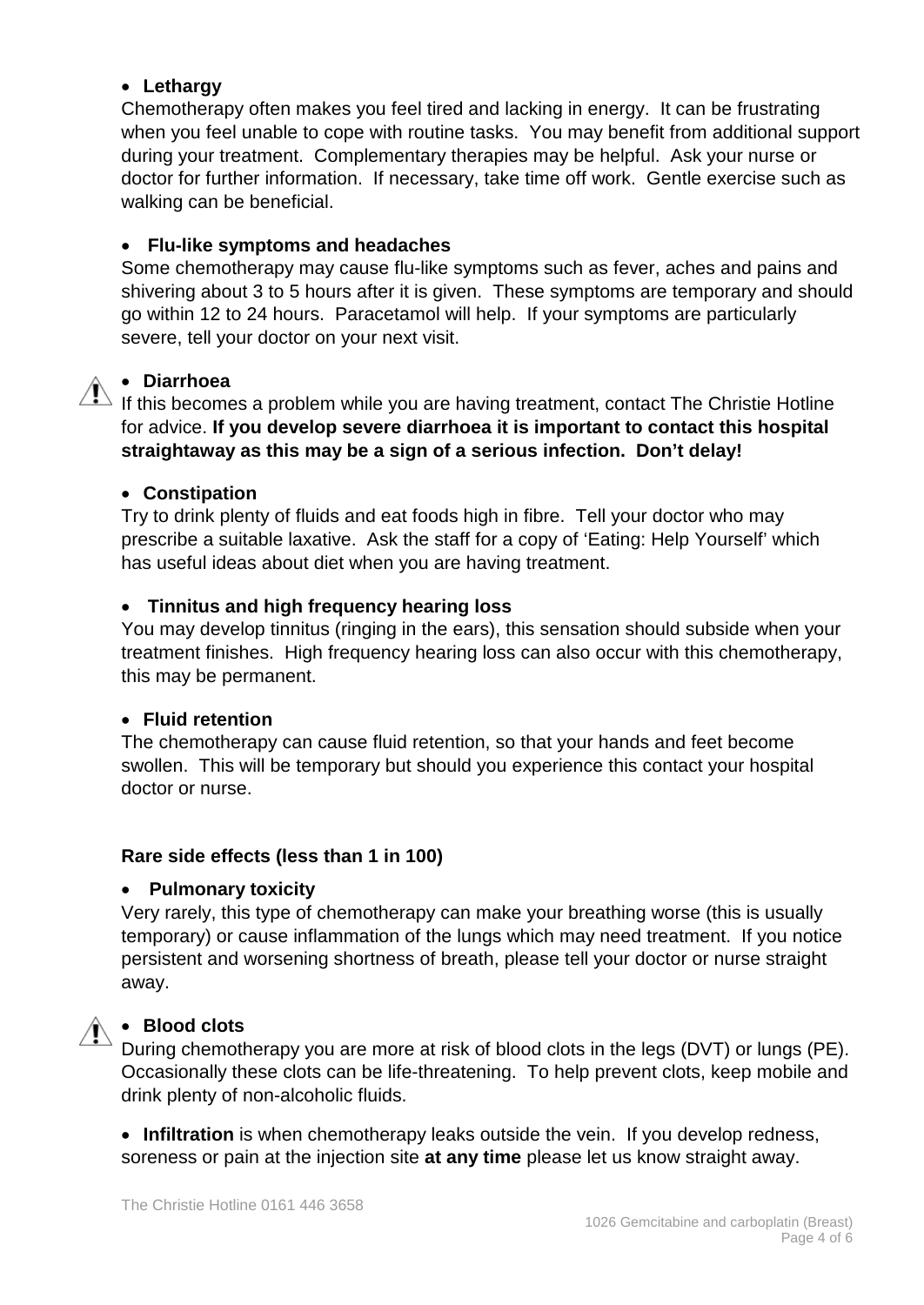- **Lethargy**

Chemotherapy often makes you feel tired and lacking in energy. It can be frustrating when you feel unable to cope with routine tasks. You may benefit from additional support during your treatment. Complementary therapies may be helpful. Ask your nurse or doctor for further information. If necessary, take time off work. Gentle exercise such as walking can be beneficial.

- **Flu-like symptoms and headaches**

Some chemotherapy may cause flu-like symptoms such as fever, aches and pains and shivering about 3 to 5 hours after it is given. These symptoms are temporary and should go within 12 to 24 hours. Paracetamol will help. If your symptoms are particularly severe, tell your doctor on your next visit.

- **Diarrhoea**

If this becomes a problem while you are having treatment, contact The Christie Hotline for advice. **If you develop severe diarrhoea it is important to contact this hospital straightaway as this may be a sign of a serious infection. Don't delay!**

- **Constipation**

Try to drink plenty of fluids and eat foods high in fibre. Tell your doctor who may prescribe a suitable laxative. Ask the staff for a copy of 'Eating: Help Yourself' which has useful ideas about diet when you are having treatment.

- **Tinnitus and high frequency hearing loss**

You may develop tinnitus (ringing in the ears), this sensation should subside when your treatment finishes. High frequency hearing loss can also occur with this chemotherapy, this may be permanent.

- **Fluid retention**

The chemotherapy can cause fluid retention, so that your hands and feet become swollen. This will be temporary but should you experience this contact your hospital doctor or nurse.

**Rare side effects (less than 1 in 100)**

- **Pulmonary toxicity**

Very rarely, this type of chemotherapy can make your breathing worse (this is usually temporary) or cause inflammation of the lungs which may need treatment. If you notice persistent and worsening shortness of breath, please tell your doctor or nurse straight away.

- **Blood clots**

During chemotherapy you are more at risk of blood clots in the legs (DVT) or lungs (PE). Occasionally these clots can be life-threatening. To help prevent clots, keep mobile and drink plenty of non-alcoholic fluids.

- **Infiltration** is when chemotherapy leaks outside the vein. If you develop redness, soreness or pain at the injection site **at any time** please let us know straight away.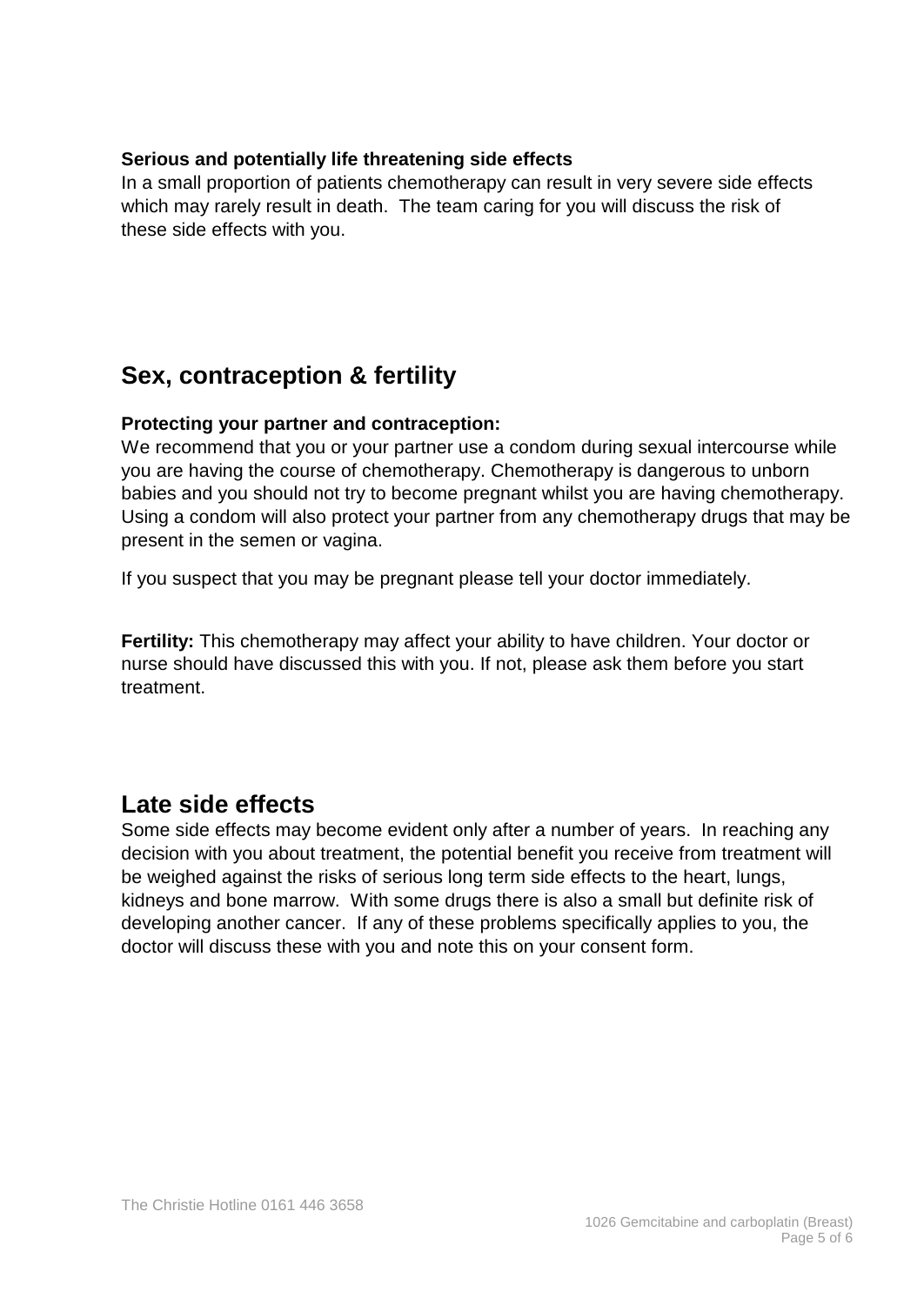**Serious and potentially life threatening side effects**

In a small proportion of patients chemotherapy can result in very severe side effects which may rarely result in death. The team caring for you will discuss the risk of these side effects with you.

## Sex, contraception & fertility

**Protecting your partner and contraception:**

We recommend that you or your partner use a condom during sexual intercourse while you are having the course of chemotherapy. Chemotherapy is dangerous to unborn babies and you should not try to become pregnant whilst you are having chemotherapy. Using a condom will also protect your partner from any chemotherapy drugs that may be present in the semen or vagina.

If you suspect that you may be pregnant please tell your doctor immediately.

**Fertility:** This chemotherapy may affect your ability to have children. Your doctor or nurse should have discussed this with you. If not, please ask them before you start treatment.

## Late side effects

Some side effects may become evident only after a number of years. In reaching any decision with you about treatment, the potential benefit you receive from treatment will be weighed against the risks of serious long term side effects to the heart, lungs, kidneys and bone marrow. With some drugs there is also a small but definite risk of developing another cancer. If any of these problems specifically applies to you, the doctor will discuss these with you and note this on your consent form.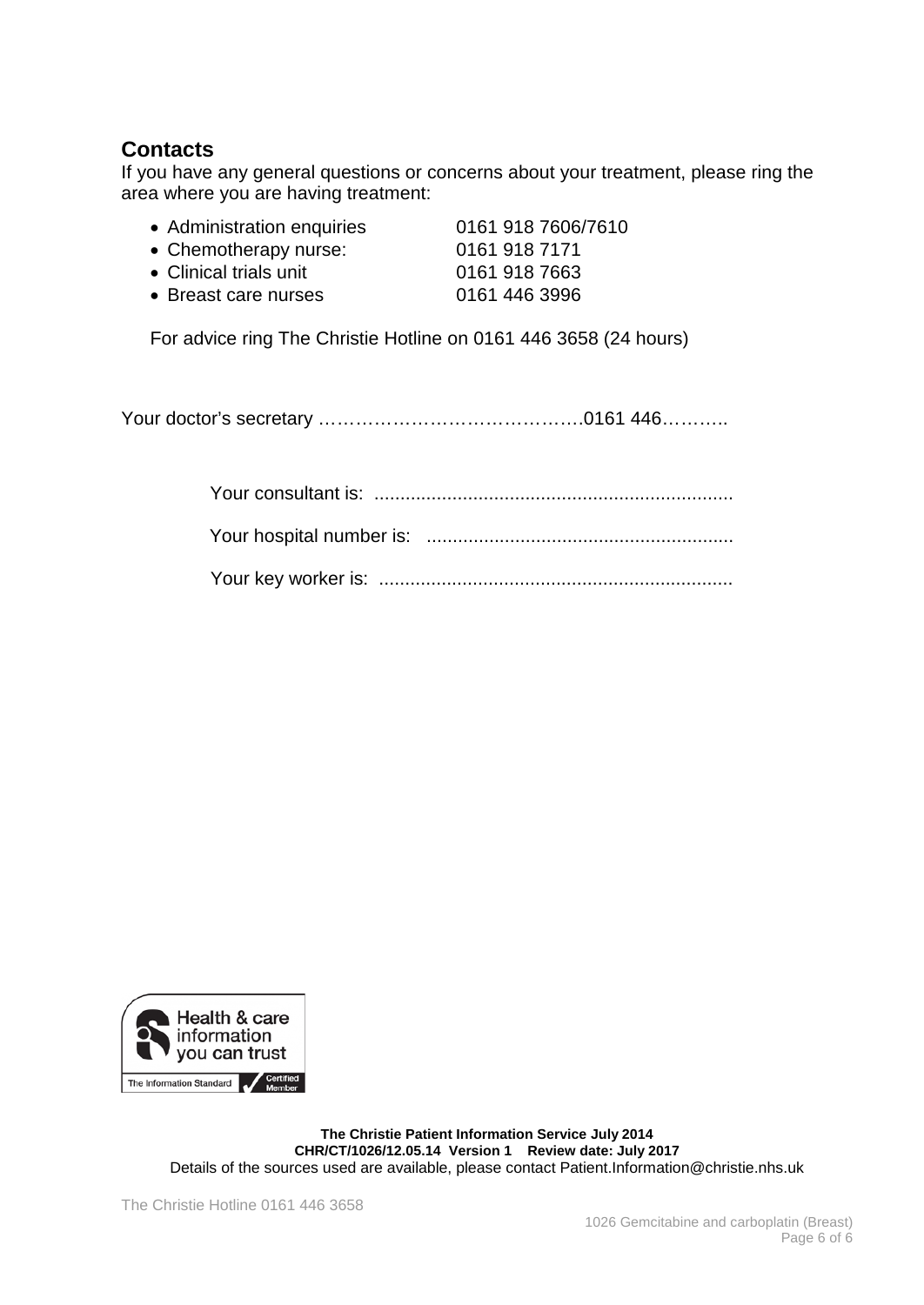## Contacts

If you have any general questions or concerns about your treatment, please ring the area where you are having treatment:

- Administration enquiries 0161 918 7606/7610
- Chemotherapy nurse: 0161 918 7171
- Clinical trials unit 0161 918 7663
- Breast care nurses 0161 446 3996

For advice ring The Christie Hotline on 0161 446 3658 (24 hours)

Your doctor's secretary …………………………………….0161 446………..

Your consultant is: ....................................................................

Your hospital number is: ..........................................................

Your key worker is: ...................................................................

Health & care information you can trust
The Information Standard Certified Member

**The Christie Patient Information Service July 2014**
**CHR/CT/1026/12.05.14 Version 1 Review date: July 2017**
Details of the sources used are available, please contact Patient.Information@christie.nhs.uk